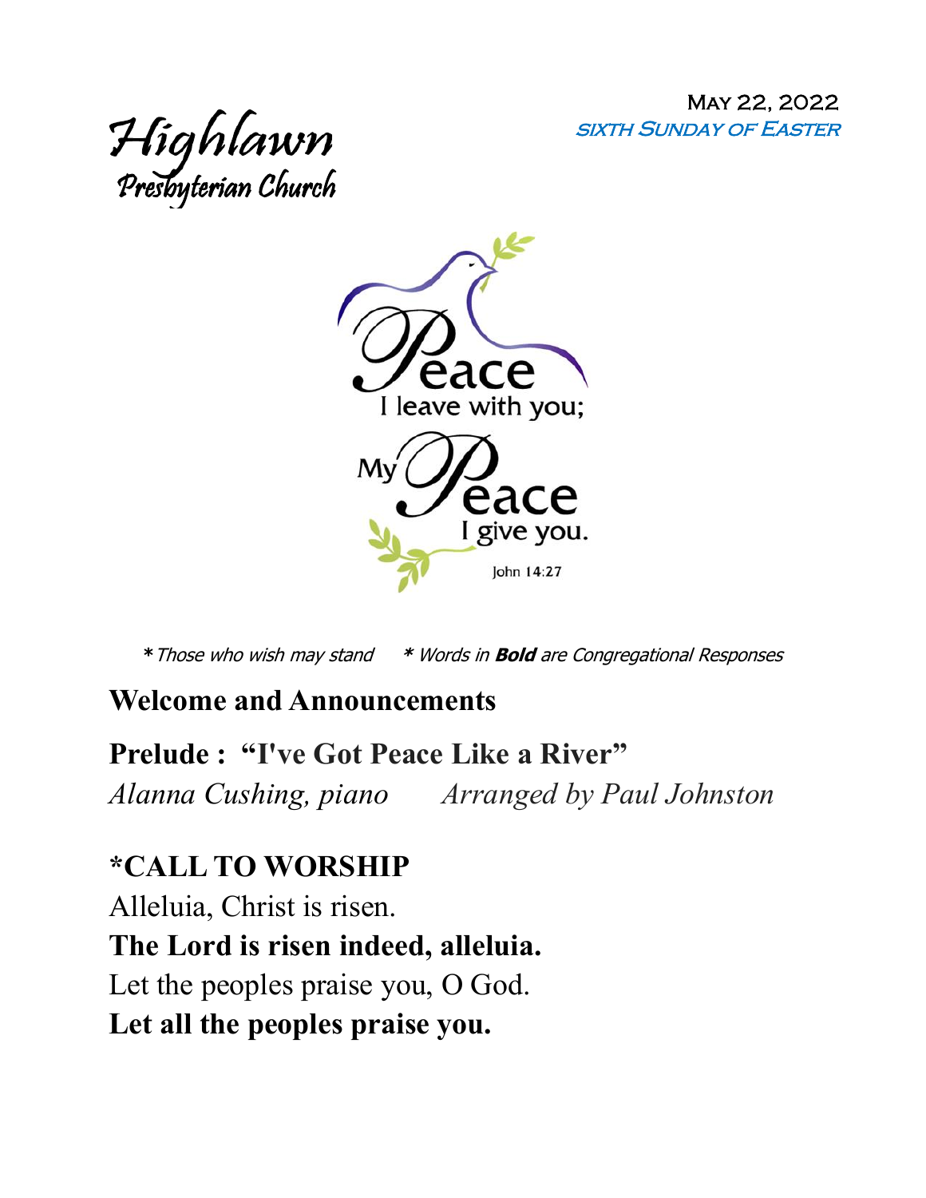Highlawn
Presbyterian Church

May 22, 2022
*Sixth Sunday of Easter*

Peace I leave with you;
My Peace I give you.
John 14:27

*\* Those who wish may stand*    *\* Words in **Bold** are Congregational Responses*

## Welcome and Announcements

## Prelude : "I've Got Peace Like a River"

*Alanna Cushing, piano*    *Arranged by Paul Johnston*

## *CALL TO WORSHIP

Alleluia, Christ is risen.
**The Lord is risen indeed, alleluia.**
Let the peoples praise you, O God.
**Let all the peoples praise you.**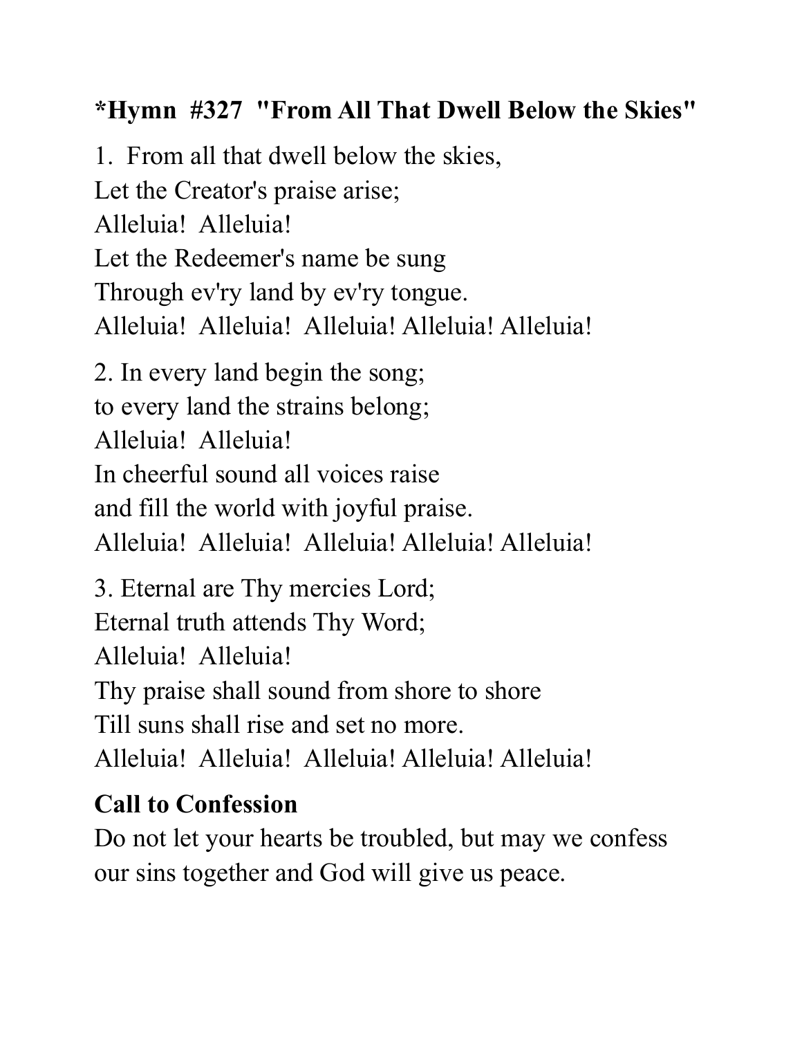**\*Hymn #327 "From All That Dwell Below the Skies"**

1. From all that dwell below the skies,
Let the Creator's praise arise;
Alleluia! Alleluia!
Let the Redeemer's name be sung
Through ev'ry land by ev'ry tongue.
Alleluia! Alleluia! Alleluia! Alleluia! Alleluia!

2. In every land begin the song;
to every land the strains belong;
Alleluia! Alleluia!
In cheerful sound all voices raise
and fill the world with joyful praise.
Alleluia! Alleluia! Alleluia! Alleluia! Alleluia!

3. Eternal are Thy mercies Lord;
Eternal truth attends Thy Word;
Alleluia! Alleluia!
Thy praise shall sound from shore to shore
Till suns shall rise and set no more.
Alleluia! Alleluia! Alleluia! Alleluia! Alleluia!

**Call to Confession**

Do not let your hearts be troubled, but may we confess our sins together and God will give us peace.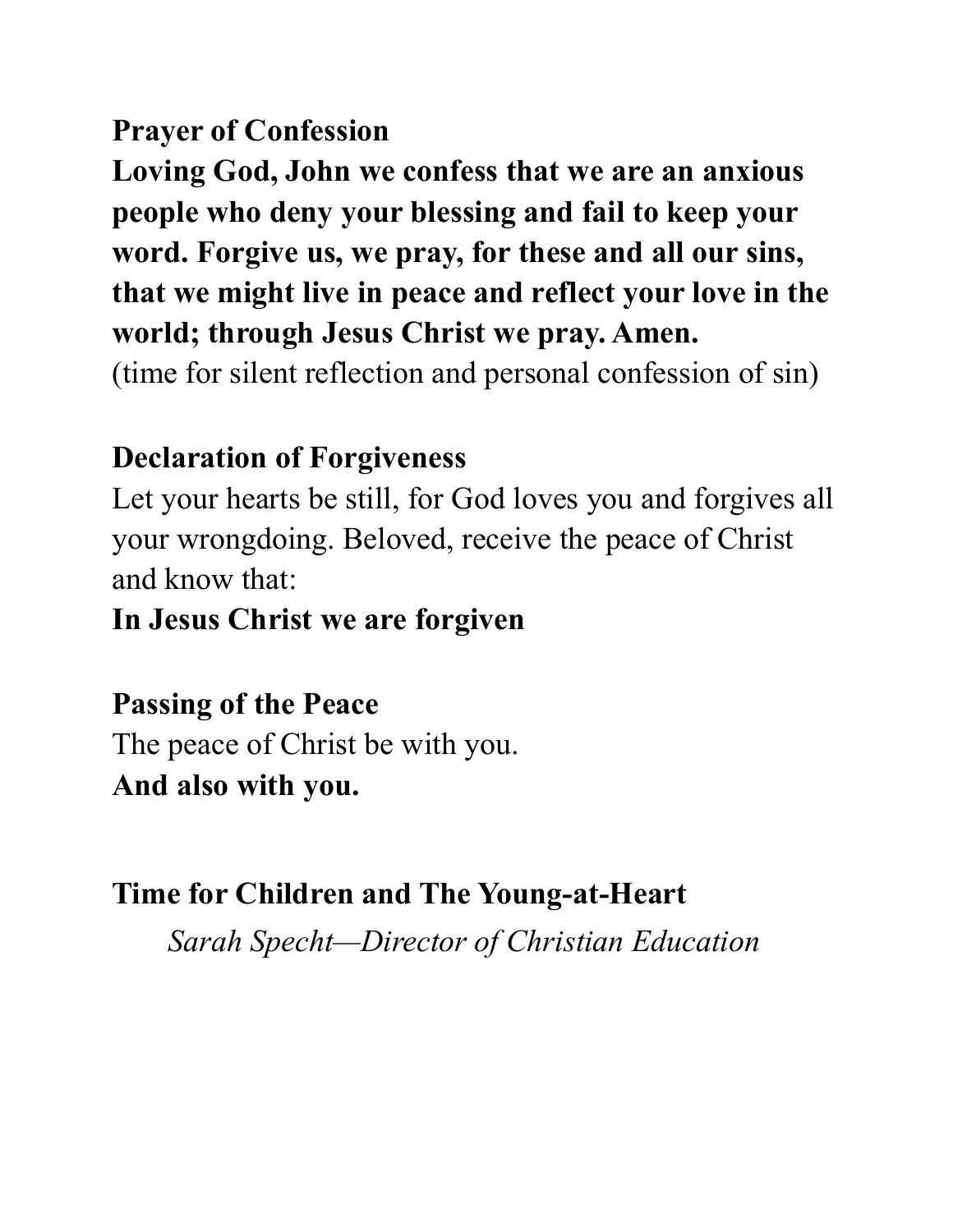**Prayer of Confession**

**Loving God, John we confess that we are an anxious people who deny your blessing and fail to keep your word. Forgive us, we pray, for these and all our sins, that we might live in peace and reflect your love in the world; through Jesus Christ we pray. Amen.**

(time for silent reflection and personal confession of sin)

**Declaration of Forgiveness**

Let your hearts be still, for God loves you and forgives all your wrongdoing. Beloved, receive the peace of Christ and know that:

**In Jesus Christ we are forgiven**

**Passing of the Peace**

The peace of Christ be with you.

**And also with you.**

**Time for Children and The Young-at-Heart**

*Sarah Specht—Director of Christian Education*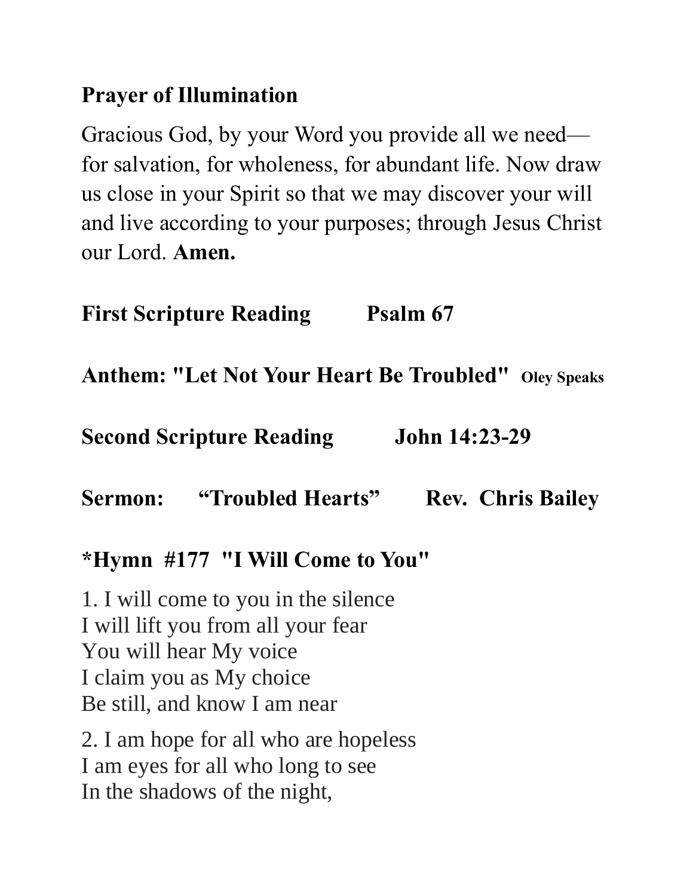**Prayer of Illumination**

Gracious God, by your Word you provide all we need—for salvation, for wholeness, for abundant life. Now draw us close in your Spirit so that we may discover your will and live according to your purposes; through Jesus Christ our Lord. **Amen.**

**First Scripture Reading Psalm 67**

**Anthem: "Let Not Your Heart Be Troubled" Oley Speaks**

**Second Scripture Reading John 14:23-29**

**Sermon: "Troubled Hearts" Rev. Chris Bailey**

**\*Hymn #177 "I Will Come to You"**

1. I will come to you in the silence
I will lift you from all your fear
You will hear My voice
I claim you as My choice
Be still, and know I am near

2. I am hope for all who are hopeless
I am eyes for all who long to see
In the shadows of the night,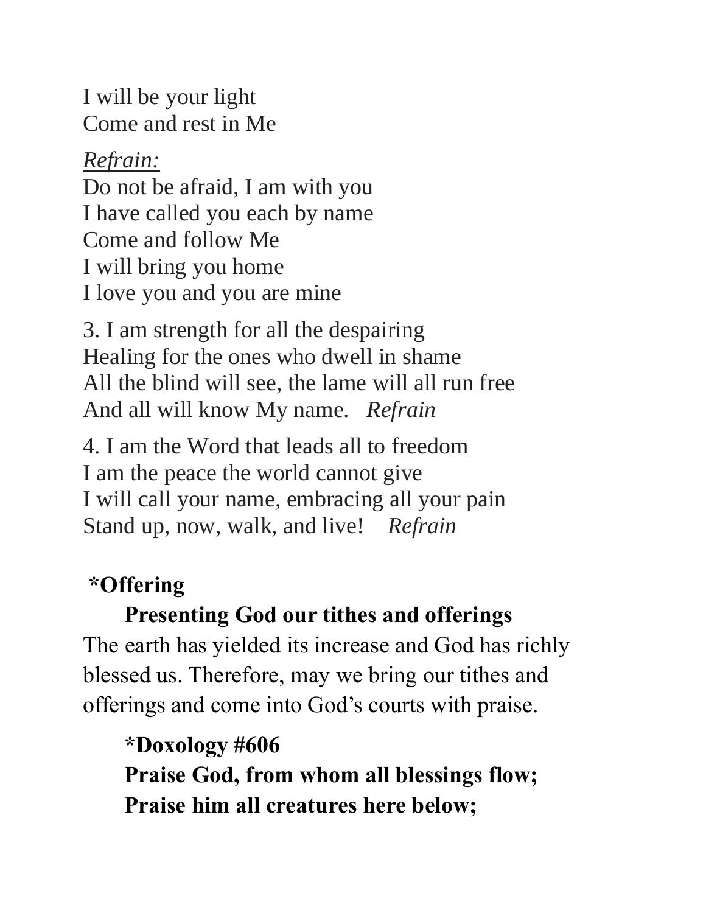I will be your light
Come and rest in Me

*Refrain:*
Do not be afraid, I am with you
I have called you each by name
Come and follow Me
I will bring you home
I love you and you are mine

3. I am strength for all the despairing
Healing for the ones who dwell in shame
All the blind will see, the lame will all run free
And all will know My name. *Refrain*

4. I am the Word that leads all to freedom
I am the peace the world cannot give
I will call your name, embracing all your pain
Stand up, now, walk, and live! *Refrain*

**\*Offering**

**Presenting God our tithes and offerings**

The earth has yielded its increase and God has richly blessed us. Therefore, may we bring our tithes and offerings and come into God's courts with praise.

**\*Doxology #606**

**Praise God, from whom all blessings flow;**
**Praise him all creatures here below;**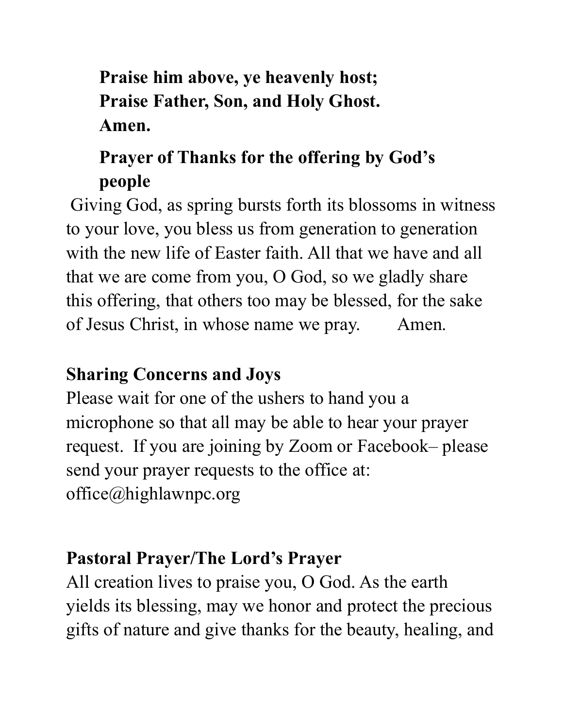**Praise him above, ye heavenly host;**
**Praise Father, Son, and Holy Ghost.**
**Amen.**

**Prayer of Thanks for the offering by God's people**

Giving God, as spring bursts forth its blossoms in witness to your love, you bless us from generation to generation with the new life of Easter faith. All that we have and all that we are come from you, O God, so we gladly share this offering, that others too may be blessed, for the sake of Jesus Christ, in whose name we pray. Amen.

**Sharing Concerns and Joys**

Please wait for one of the ushers to hand you a microphone so that all may be able to hear your prayer request. If you are joining by Zoom or Facebook– please send your prayer requests to the office at: office@highlawnpc.org

**Pastoral Prayer/The Lord's Prayer**

All creation lives to praise you, O God. As the earth yields its blessing, may we honor and protect the precious gifts of nature and give thanks for the beauty, healing, and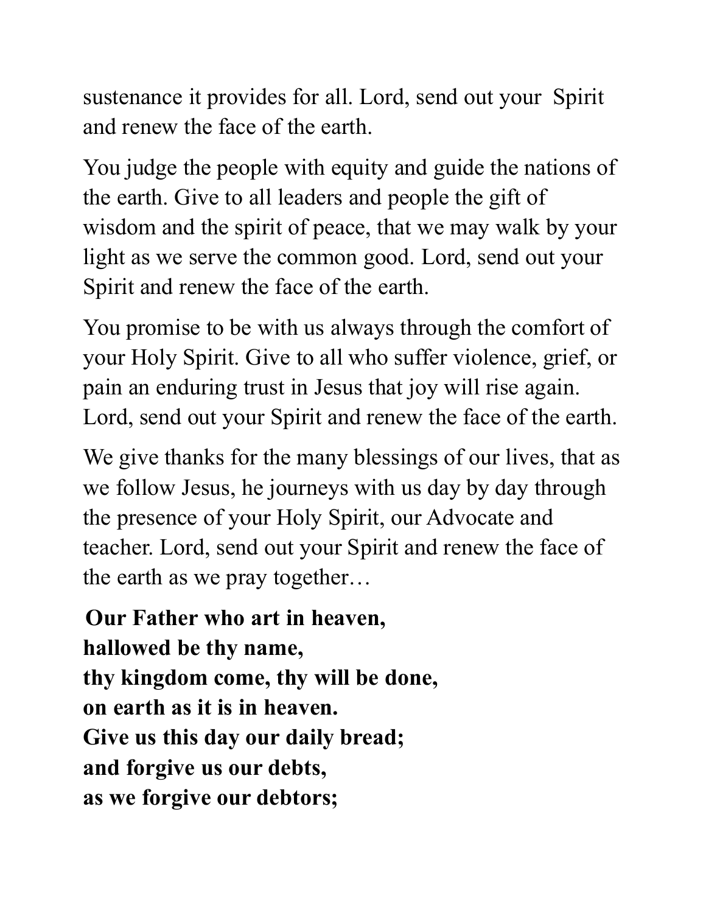sustenance it provides for all. Lord, send out your Spirit and renew the face of the earth.

You judge the people with equity and guide the nations of the earth. Give to all leaders and people the gift of wisdom and the spirit of peace, that we may walk by your light as we serve the common good. Lord, send out your Spirit and renew the face of the earth.

You promise to be with us always through the comfort of your Holy Spirit. Give to all who suffer violence, grief, or pain an enduring trust in Jesus that joy will rise again. Lord, send out your Spirit and renew the face of the earth.

We give thanks for the many blessings of our lives, that as we follow Jesus, he journeys with us day by day through the presence of your Holy Spirit, our Advocate and teacher. Lord, send out your Spirit and renew the face of the earth as we pray together…

**Our Father who art in heaven,**
**hallowed be thy name,**
**thy kingdom come, thy will be done,**
**on earth as it is in heaven.**
**Give us this day our daily bread;**
**and forgive us our debts,**
**as we forgive our debtors;**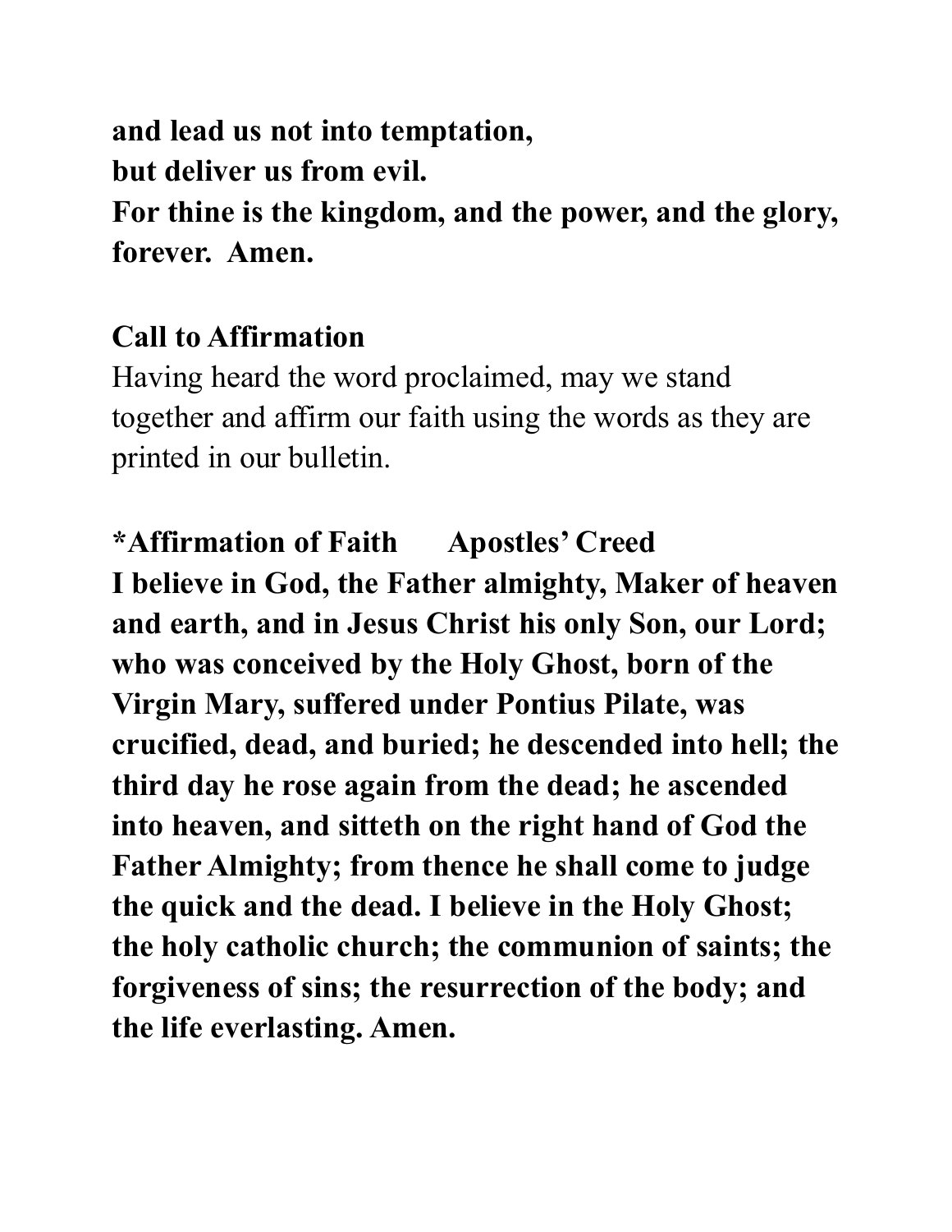**and lead us not into temptation,**
**but deliver us from evil.**
**For thine is the kingdom, and the power, and the glory, forever. Amen.**

**Call to Affirmation**

Having heard the word proclaimed, may we stand together and affirm our faith using the words as they are printed in our bulletin.

**\*Affirmation of Faith Apostles' Creed**

**I believe in God, the Father almighty, Maker of heaven and earth, and in Jesus Christ his only Son, our Lord; who was conceived by the Holy Ghost, born of the Virgin Mary, suffered under Pontius Pilate, was crucified, dead, and buried; he descended into hell; the third day he rose again from the dead; he ascended into heaven, and sitteth on the right hand of God the Father Almighty; from thence he shall come to judge the quick and the dead. I believe in the Holy Ghost; the holy catholic church; the communion of saints; the forgiveness of sins; the resurrection of the body; and the life everlasting. Amen.**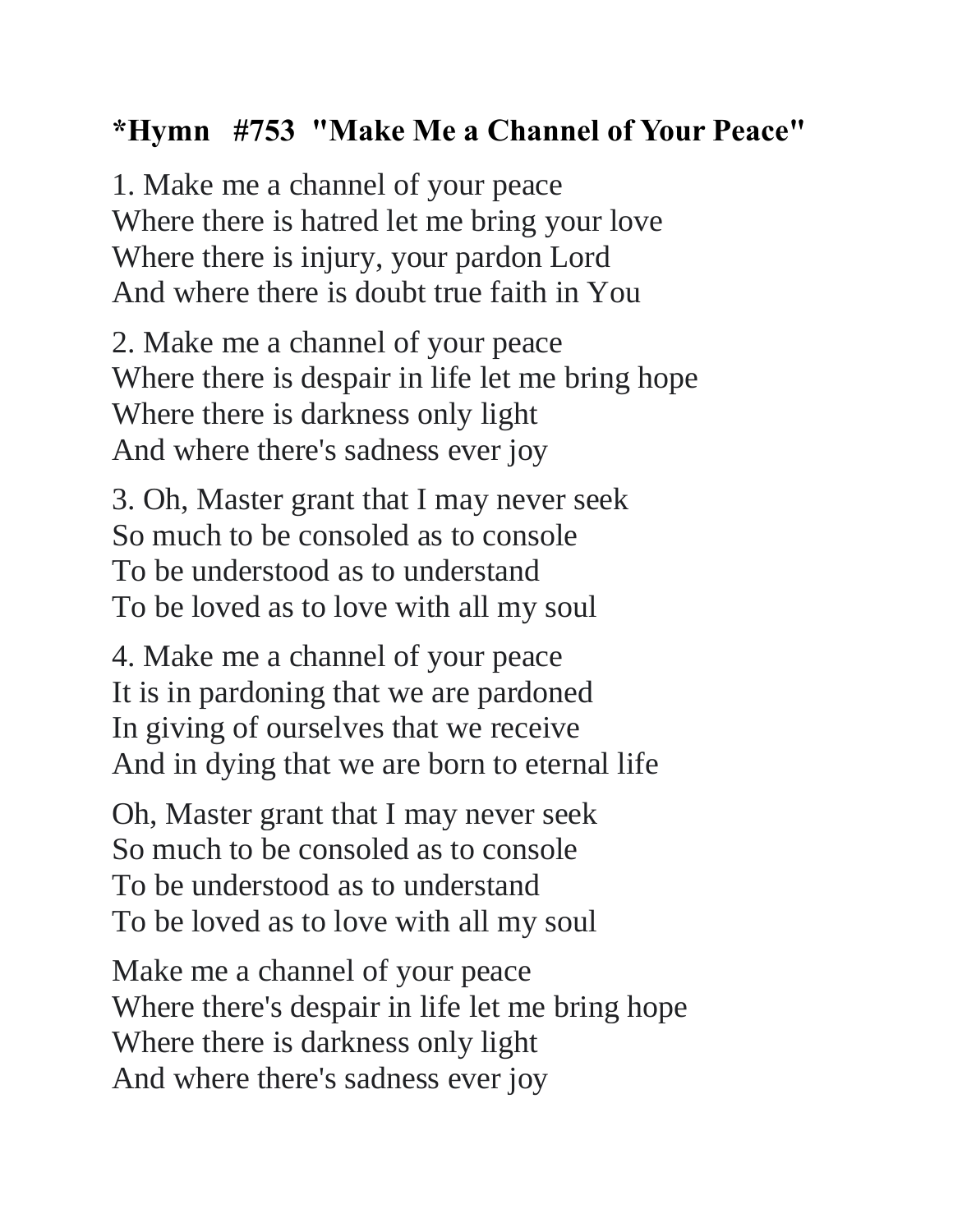**\*Hymn #753 "Make Me a Channel of Your Peace"**

1. Make me a channel of your peace  
Where there is hatred let me bring your love  
Where there is injury, your pardon Lord  
And where there is doubt true faith in You

2. Make me a channel of your peace  
Where there is despair in life let me bring hope  
Where there is darkness only light  
And where there's sadness ever joy

3. Oh, Master grant that I may never seek  
So much to be consoled as to console  
To be understood as to understand  
To be loved as to love with all my soul

4. Make me a channel of your peace  
It is in pardoning that we are pardoned  
In giving of ourselves that we receive  
And in dying that we are born to eternal life

Oh, Master grant that I may never seek  
So much to be consoled as to console  
To be understood as to understand  
To be loved as to love with all my soul

Make me a channel of your peace  
Where there's despair in life let me bring hope  
Where there is darkness only light  
And where there's sadness ever joy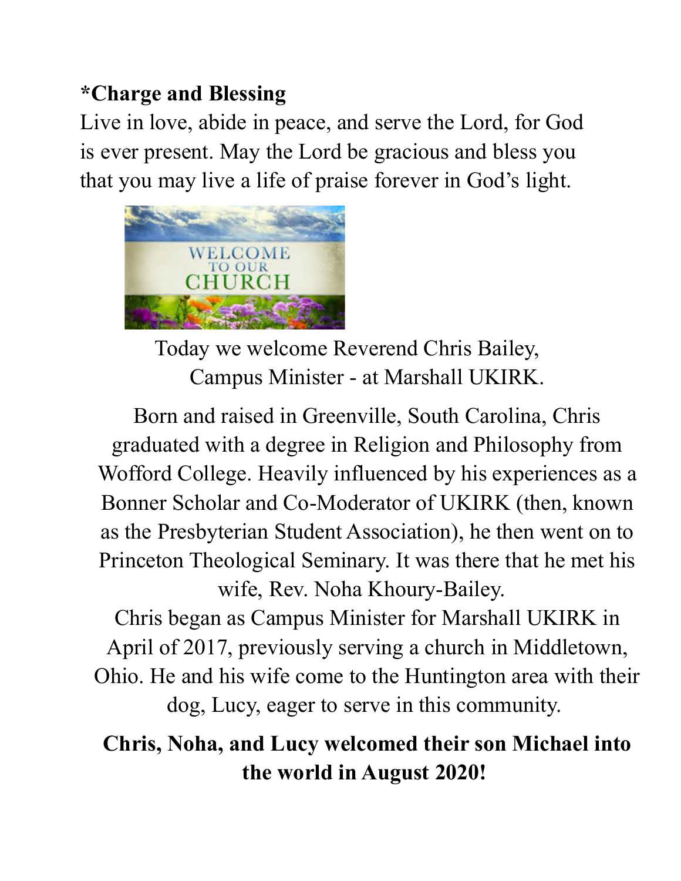**\*Charge and Blessing**

Live in love, abide in peace, and serve the Lord, for God is ever present. May the Lord be gracious and bless you that you may live a life of praise forever in God's light.

Today we welcome Reverend Chris Bailey, Campus Minister - at Marshall UKIRK.

Born and raised in Greenville, South Carolina, Chris graduated with a degree in Religion and Philosophy from Wofford College. Heavily influenced by his experiences as a Bonner Scholar and Co-Moderator of UKIRK (then, known as the Presbyterian Student Association), he then went on to Princeton Theological Seminary. It was there that he met his wife, Rev. Noha Khoury-Bailey.

Chris began as Campus Minister for Marshall UKIRK in April of 2017, previously serving a church in Middletown, Ohio. He and his wife come to the Huntington area with their dog, Lucy, eager to serve in this community.

**Chris, Noha, and Lucy welcomed their son Michael into the world in August 2020!**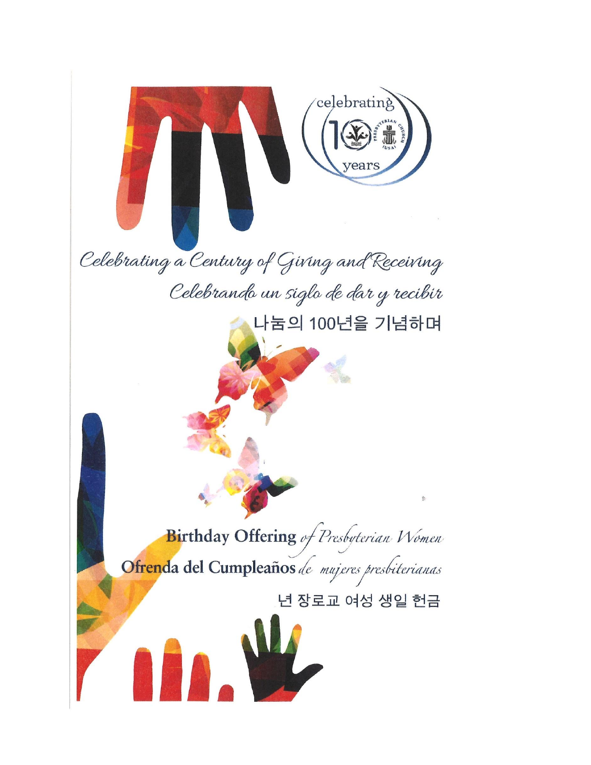celebrating 100 years

*Celebrating a Century of Giving and Receiving*

*Celebrando un siglo de dar y recibir*

나눔의 100년을 기념하며

**Birthday Offering** *of Presbyterian Women*

**Ofrenda del Cumpleaños** *de mujeres presbiterianas*

년 장로교 여성 생일 헌금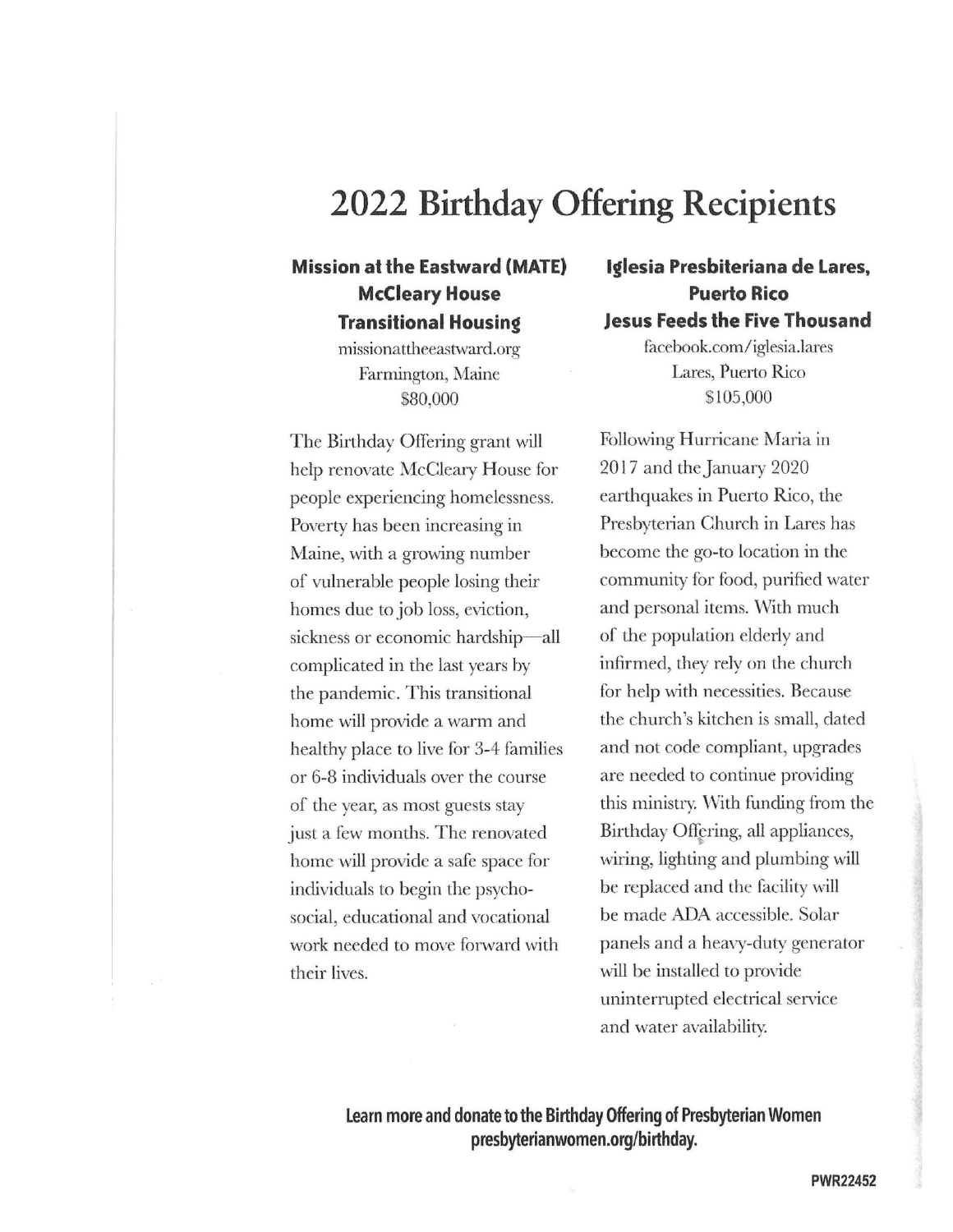# 2022 Birthday Offering Recipients

### Mission at the Eastward (MATE) McCleary House Transitional Housing

missionattheeastward.org
Farmington, Maine
$80,000

The Birthday Offering grant will help renovate McCleary House for people experiencing homelessness. Poverty has been increasing in Maine, with a growing number of vulnerable people losing their homes due to job loss, eviction, sickness or economic hardship—all complicated in the last years by the pandemic. This transitional home will provide a warm and healthy place to live for 3-4 families or 6-8 individuals over the course of the year, as most guests stay just a few months. The renovated home will provide a safe space for individuals to begin the psycho-social, educational and vocational work needed to move forward with their lives.

### Iglesia Presbiteriana de Lares, Puerto Rico Jesus Feeds the Five Thousand

facebook.com/iglesia.lares
Lares, Puerto Rico
$105,000

Following Hurricane Maria in 2017 and the January 2020 earthquakes in Puerto Rico, the Presbyterian Church in Lares has become the go-to location in the community for food, purified water and personal items. With much of the population elderly and infirmed, they rely on the church for help with necessities. Because the church's kitchen is small, dated and not code compliant, upgrades are needed to continue providing this ministry. With funding from the Birthday Offering, all appliances, wiring, lighting and plumbing will be replaced and the facility will be made ADA accessible. Solar panels and a heavy-duty generator will be installed to provide uninterrupted electrical service and water availability.

**Learn more and donate to the Birthday Offering of Presbyterian Women presbyterianwomen.org/birthday.**

PWR22452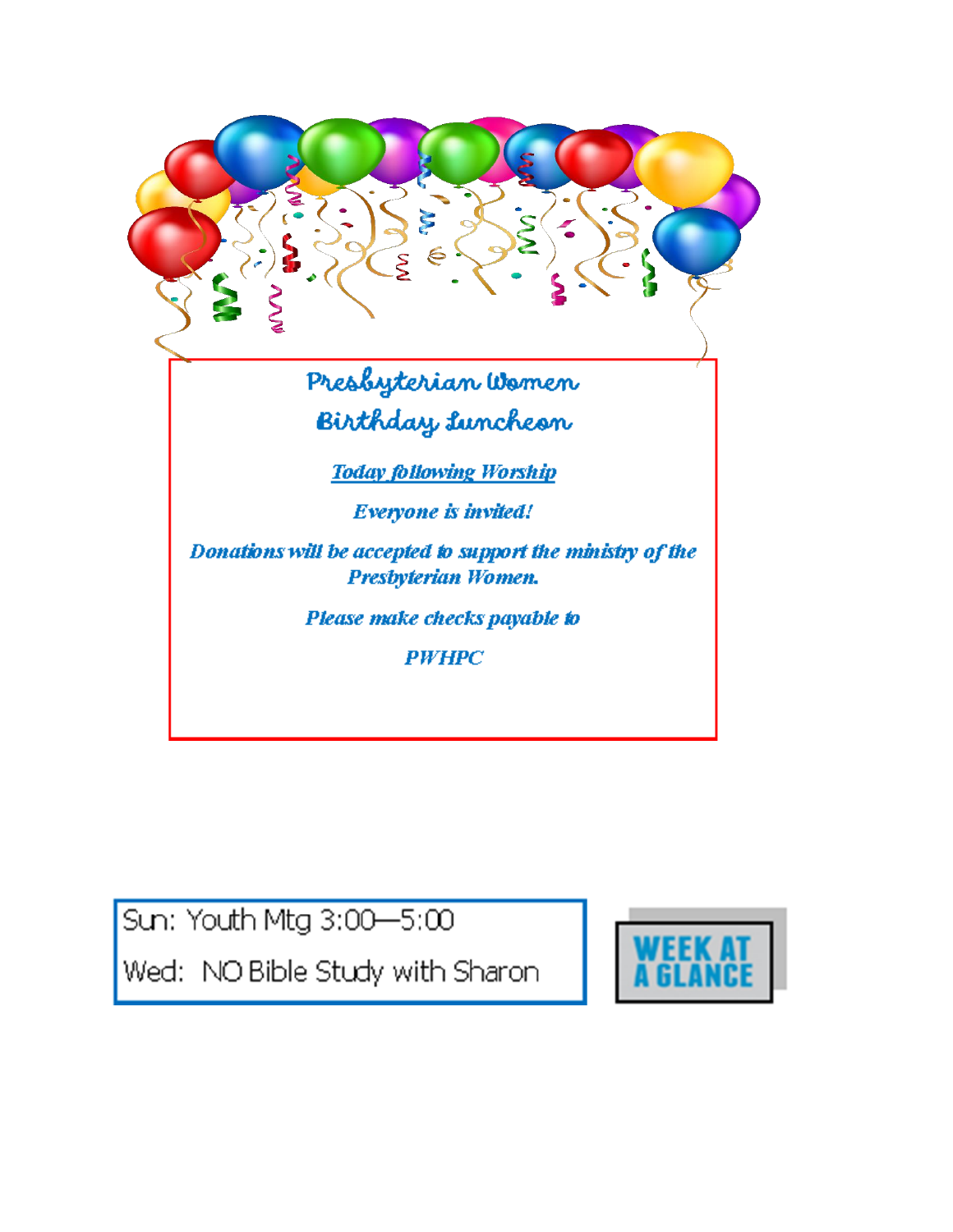## Presbyterian Women
## Birthday Luncheon

***Today following Worship***

***Everyone is invited!***

***Donations will be accepted to support the ministry of the Presbyterian Women.***

***Please make checks payable to***

***PWHPC***

**WEEK AT A GLANCE**

Sun: Youth Mtg 3:00—5:00

Wed: NO Bible Study with Sharon